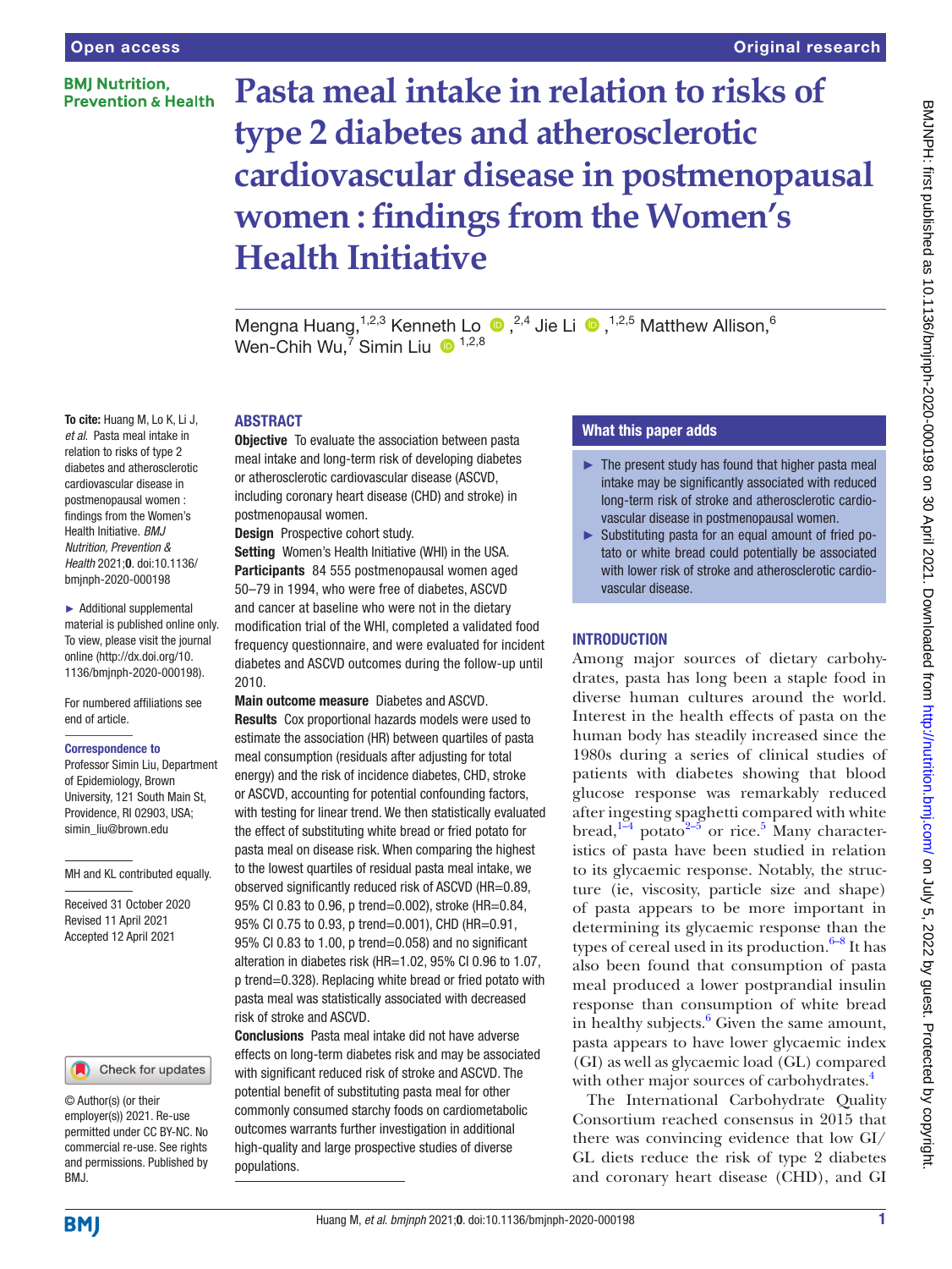Open access | Original research

# Pasta meal intake in relation to risks of type 2 diabetes and atherosclerotic cardiovascular disease in postmenopausal women : findings from the Women's Health Initiative

Mengna Huang,[1,2,3] Kenneth Lo,[2,4] Jie Li,[1,2,5] Matthew Allison,[6] Wen-Chih Wu,[7] Simin Liu[1,2,8]

**To cite:** Huang M, Lo K, Li J, *et al*. Pasta meal intake in relation to risks of type 2 diabetes and atherosclerotic cardiovascular disease in postmenopausal women : findings from the Women's Health Initiative. *BMJ Nutrition, Prevention & Health* 2021;**0**. doi:10.1136/bmjnph-2020-000198

► Additional supplemental material is published online only. To view, please visit the journal online (http://dx.doi.org/10.1136/bmjnph-2020-000198).

For numbered affiliations see end of article.

**Correspondence to**
Professor Simin Liu, Department of Epidemiology, Brown University, 121 South Main St, Providence, RI 02903, USA; simin_liu@brown.edu

MH and KL contributed equally.

Received 31 October 2020
Revised 11 April 2021
Accepted 12 April 2021

© Author(s) (or their employer(s)) 2021. Re-use permitted under CC BY-NC. No commercial re-use. See rights and permissions. Published by BMJ.

## ABSTRACT

**Objective** To evaluate the association between pasta meal intake and long-term risk of developing diabetes or atherosclerotic cardiovascular disease (ASCVD, including coronary heart disease (CHD) and stroke) in postmenopausal women.

**Design** Prospective cohort study.

**Setting** Women's Health Initiative (WHI) in the USA.

**Participants** 84 555 postmenopausal women aged 50–79 in 1994, who were free of diabetes, ASCVD and cancer at baseline who were not in the dietary modification trial of the WHI, completed a validated food frequency questionnaire, and were evaluated for incident diabetes and ASCVD outcomes during the follow-up until 2010.

**Main outcome measure** Diabetes and ASCVD.

**Results** Cox proportional hazards models were used to estimate the association (HR) between quartiles of pasta meal consumption (residuals after adjusting for total energy) and the risk of incidence diabetes, CHD, stroke or ASCVD, accounting for potential confounding factors, with testing for linear trend. We then statistically evaluated the effect of substituting white bread or fried potato for pasta meal on disease risk. When comparing the highest to the lowest quartiles of residual pasta meal intake, we observed significantly reduced risk of ASCVD (HR=0.89, 95% CI 0.83 to 0.96, p trend=0.002), stroke (HR=0.84, 95% CI 0.75 to 0.93, p trend=0.001), CHD (HR=0.91, 95% CI 0.83 to 1.00, p trend=0.058) and no significant alteration in diabetes risk (HR=1.02, 95% CI 0.96 to 1.07, p trend=0.328). Replacing white bread or fried potato with pasta meal was statistically associated with decreased risk of stroke and ASCVD.

**Conclusions** Pasta meal intake did not have adverse effects on long-term diabetes risk and may be associated with significant reduced risk of stroke and ASCVD. The potential benefit of substituting pasta meal for other commonly consumed starchy foods on cardiometabolic outcomes warrants further investigation in additional high-quality and large prospective studies of diverse populations.

### What this paper adds

- The present study has found that higher pasta meal intake may be significantly associated with reduced long-term risk of stroke and atherosclerotic cardiovascular disease in postmenopausal women.
- Substituting pasta for an equal amount of fried potato or white bread could potentially be associated with lower risk of stroke and atherosclerotic cardiovascular disease.

## INTRODUCTION

Among major sources of dietary carbohydrates, pasta has long been a staple food in diverse human cultures around the world. Interest in the health effects of pasta on the human body has steadily increased since the 1980s during a series of clinical studies of patients with diabetes showing that blood glucose response was remarkably reduced after ingesting spaghetti compared with white bread,[1–4] potato[2–5] or rice.[5] Many characteristics of pasta have been studied in relation to its glycaemic response. Notably, the structure (ie, viscosity, particle size and shape) of pasta appears to be more important in determining its glycaemic response than the types of cereal used in its production.[6–8] It has also been found that consumption of pasta meal produced a lower postprandial insulin response than consumption of white bread in healthy subjects.[6] Given the same amount, pasta appears to have lower glycaemic index (GI) as well as glycaemic load (GL) compared with other major sources of carbohydrates.[4]

The International Carbohydrate Quality Consortium reached consensus in 2015 that there was convincing evidence that low GI/GL diets reduce the risk of type 2 diabetes and coronary heart disease (CHD), and GI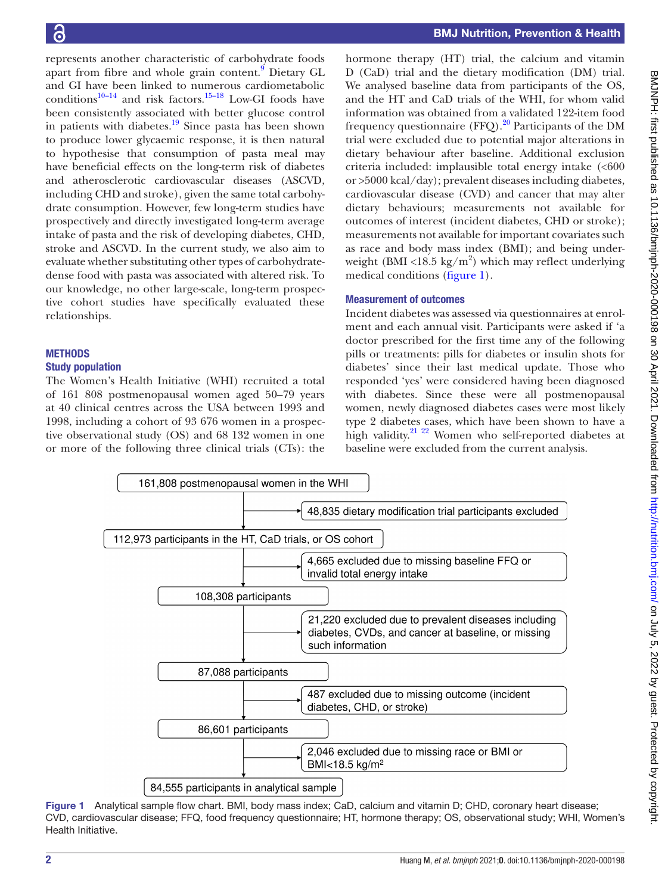represents another characteristic of carbohydrate foods apart from fibre and whole grain content.[9] Dietary GL and GI have been linked to numerous cardiometabolic conditions[10–14] and risk factors.[15–18] Low-GI foods have been consistently associated with better glucose control in patients with diabetes.[19] Since pasta has been shown to produce lower glycaemic response, it is then natural to hypothesise that consumption of pasta meal may have beneficial effects on the long-term risk of diabetes and atherosclerotic cardiovascular diseases (ASCVD, including CHD and stroke), given the same total carbohydrate consumption. However, few long-term studies have prospectively and directly investigated long-term average intake of pasta and the risk of developing diabetes, CHD, stroke and ASCVD. In the current study, we also aim to evaluate whether substituting other types of carbohydrate-dense food with pasta was associated with altered risk. To our knowledge, no other large-scale, long-term prospective cohort studies have specifically evaluated these relationships.

## METHODS

### Study population

The Women's Health Initiative (WHI) recruited a total of 161 808 postmenopausal women aged 50–79 years at 40 clinical centres across the USA between 1993 and 1998, including a cohort of 93 676 women in a prospective observational study (OS) and 68 132 women in one or more of the following three clinical trials (CTs): the hormone therapy (HT) trial, the calcium and vitamin D (CaD) trial and the dietary modification (DM) trial. We analysed baseline data from participants of the OS, and the HT and CaD trials of the WHI, for whom valid information was obtained from a validated 122-item food frequency questionnaire (FFQ).[20] Participants of the DM trial were excluded due to potential major alterations in dietary behaviour after baseline. Additional exclusion criteria included: implausible total energy intake (<600 or >5000 kcal/day); prevalent diseases including diabetes, cardiovascular disease (CVD) and cancer that may alter dietary behaviours; measurements not available for outcomes of interest (incident diabetes, CHD or stroke); measurements not available for important covariates such as race and body mass index (BMI); and being underweight (BMI <18.5 kg/m$^2$) which may reflect underlying medical conditions (figure 1).

### Measurement of outcomes

Incident diabetes was assessed via questionnaires at enrolment and each annual visit. Participants were asked if 'a doctor prescribed for the first time any of the following pills or treatments: pills for diabetes or insulin shots for diabetes' since their last medical update. Those who responded 'yes' were considered having been diagnosed with diabetes. Since these were all postmenopausal women, newly diagnosed diabetes cases were most likely type 2 diabetes cases, which have been shown to have a high validity.[21 22] Women who self-reported diabetes at baseline were excluded from the current analysis.

161,808 postmenopausal women in the WHI
→ 48,835 dietary modification trial participants excluded

112,973 participants in the HT, CaD trials, or OS cohort
→ 4,665 excluded due to missing baseline FFQ or invalid total energy intake

108,308 participants
→ 21,220 excluded due to prevalent diseases including diabetes, CVDs, and cancer at baseline, or missing such information

87,088 participants
→ 487 excluded due to missing outcome (incident diabetes, CHD, or stroke)

86,601 participants
→ 2,046 excluded due to missing race or BMI or BMI<18.5 kg/m$^2$

84,555 participants in analytical sample

Figure 1 Analytical sample flow chart. BMI, body mass index; CaD, calcium and vitamin D; CHD, coronary heart disease; CVD, cardiovascular disease; FFQ, food frequency questionnaire; HT, hormone therapy; OS, observational study; WHI, Women's Health Initiative.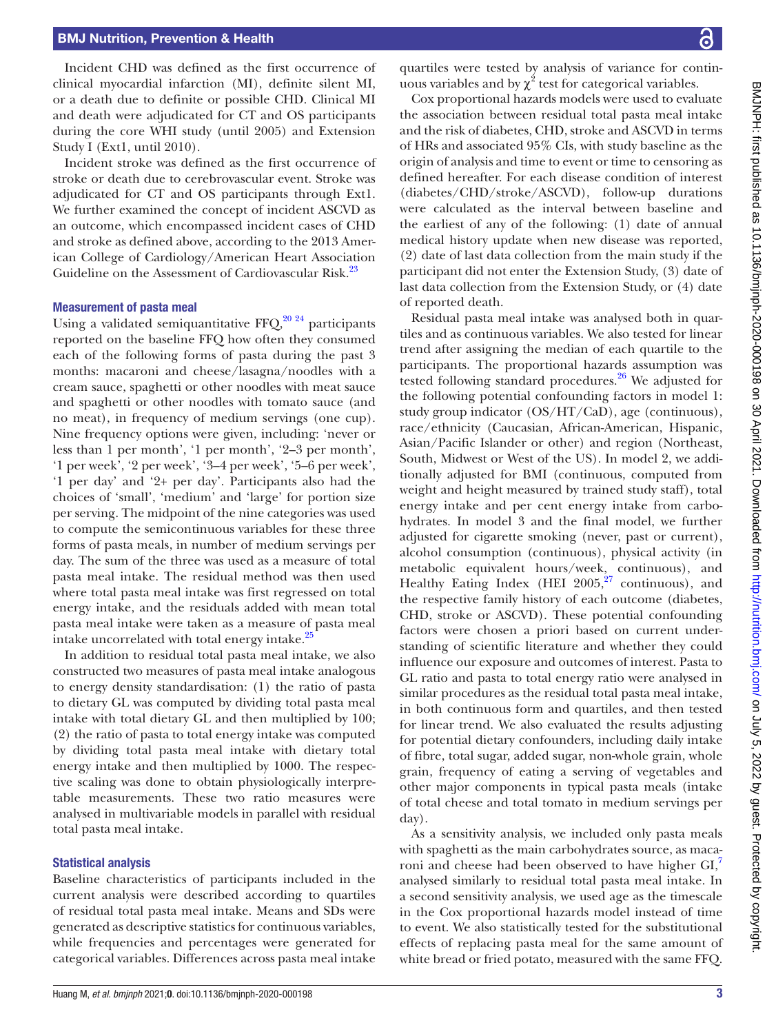Incident CHD was defined as the first occurrence of clinical myocardial infarction (MI), definite silent MI, or a death due to definite or possible CHD. Clinical MI and death were adjudicated for CT and OS participants during the core WHI study (until 2005) and Extension Study I (Ext1, until 2010).

Incident stroke was defined as the first occurrence of stroke or death due to cerebrovascular event. Stroke was adjudicated for CT and OS participants through Ext1. We further examined the concept of incident ASCVD as an outcome, which encompassed incident cases of CHD and stroke as defined above, according to the 2013 American College of Cardiology/American Heart Association Guideline on the Assessment of Cardiovascular Risk.[23]

### Measurement of pasta meal

Using a validated semiquantitative FFQ,[20 24] participants reported on the baseline FFQ how often they consumed each of the following forms of pasta during the past 3 months: macaroni and cheese/lasagna/noodles with a cream sauce, spaghetti or other noodles with meat sauce and spaghetti or other noodles with tomato sauce (and no meat), in frequency of medium servings (one cup). Nine frequency options were given, including: 'never or less than 1 per month', '1 per month', '2–3 per month', '1 per week', '2 per week', '3–4 per week', '5–6 per week', '1 per day' and '2+ per day'. Participants also had the choices of 'small', 'medium' and 'large' for portion size per serving. The midpoint of the nine categories was used to compute the semicontinuous variables for these three forms of pasta meals, in number of medium servings per day. The sum of the three was used as a measure of total pasta meal intake. The residual method was then used where total pasta meal intake was first regressed on total energy intake, and the residuals added with mean total pasta meal intake were taken as a measure of pasta meal intake uncorrelated with total energy intake.[25]

In addition to residual total pasta meal intake, we also constructed two measures of pasta meal intake analogous to energy density standardisation: (1) the ratio of pasta to dietary GL was computed by dividing total pasta meal intake with total dietary GL and then multiplied by 100; (2) the ratio of pasta to total energy intake was computed by dividing total pasta meal intake with dietary total energy intake and then multiplied by 1000. The respective scaling was done to obtain physiologically interpretable measurements. These two ratio measures were analysed in multivariable models in parallel with residual total pasta meal intake.

### Statistical analysis

Baseline characteristics of participants included in the current analysis were described according to quartiles of residual total pasta meal intake. Means and SDs were generated as descriptive statistics for continuous variables, while frequencies and percentages were generated for categorical variables. Differences across pasta meal intake quartiles were tested by analysis of variance for continuous variables and by $\chi^2$ test for categorical variables.

Cox proportional hazards models were used to evaluate the association between residual total pasta meal intake and the risk of diabetes, CHD, stroke and ASCVD in terms of HRs and associated 95% CIs, with study baseline as the origin of analysis and time to event or time to censoring as defined hereafter. For each disease condition of interest (diabetes/CHD/stroke/ASCVD), follow-up durations were calculated as the interval between baseline and the earliest of any of the following: (1) date of annual medical history update when new disease was reported, (2) date of last data collection from the main study if the participant did not enter the Extension Study, (3) date of last data collection from the Extension Study, or (4) date of reported death.

Residual pasta meal intake was analysed both in quartiles and as continuous variables. We also tested for linear trend after assigning the median of each quartile to the participants. The proportional hazards assumption was tested following standard procedures.[26] We adjusted for the following potential confounding factors in model 1: study group indicator (OS/HT/CaD), age (continuous), race/ethnicity (Caucasian, African-American, Hispanic, Asian/Pacific Islander or other) and region (Northeast, South, Midwest or West of the US). In model 2, we additionally adjusted for BMI (continuous, computed from weight and height measured by trained study staff), total energy intake and per cent energy intake from carbohydrates. In model 3 and the final model, we further adjusted for cigarette smoking (never, past or current), alcohol consumption (continuous), physical activity (in metabolic equivalent hours/week, continuous), and Healthy Eating Index (HEI 2005,[27] continuous), and the respective family history of each outcome (diabetes, CHD, stroke or ASCVD). These potential confounding factors were chosen a priori based on current understanding of scientific literature and whether they could influence our exposure and outcomes of interest. Pasta to GL ratio and pasta to total energy ratio were analysed in similar procedures as the residual total pasta meal intake, in both continuous form and quartiles, and then tested for linear trend. We also evaluated the results adjusting for potential dietary confounders, including daily intake of fibre, total sugar, added sugar, non-whole grain, whole grain, frequency of eating a serving of vegetables and other major components in typical pasta meals (intake of total cheese and total tomato in medium servings per day).

As a sensitivity analysis, we included only pasta meals with spaghetti as the main carbohydrates source, as macaroni and cheese had been observed to have higher GI,[7] analysed similarly to residual total pasta meal intake. In a second sensitivity analysis, we used age as the timescale in the Cox proportional hazards model instead of time to event. We also statistically tested for the substitutional effects of replacing pasta meal for the same amount of white bread or fried potato, measured with the same FFQ.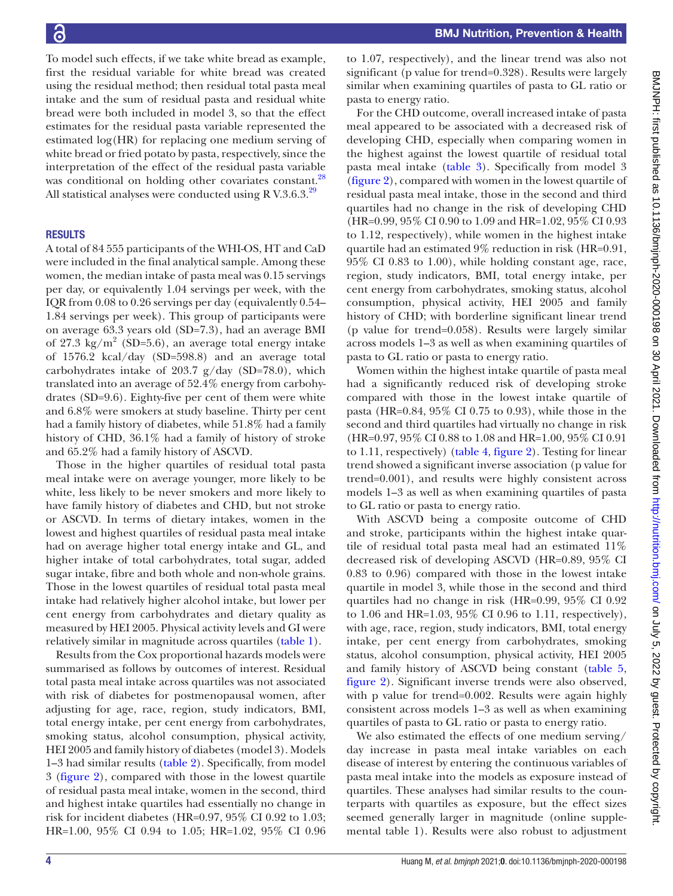To model such effects, if we take white bread as example, first the residual variable for white bread was created using the residual method; then residual total pasta meal intake and the sum of residual pasta and residual white bread were both included in model 3, so that the effect estimates for the residual pasta variable represented the estimated log(HR) for replacing one medium serving of white bread or fried potato by pasta, respectively, since the interpretation of the effect of the residual pasta variable was conditional on holding other covariates constant.[28] All statistical analyses were conducted using R V.3.6.3.[29]

## RESULTS

A total of 84 555 participants of the WHI-OS, HT and CaD were included in the final analytical sample. Among these women, the median intake of pasta meal was 0.15 servings per day, or equivalently 1.04 servings per week, with the IQR from 0.08 to 0.26 servings per day (equivalently 0.54–1.84 servings per week). This group of participants were on average 63.3 years old (SD=7.3), had an average BMI of 27.3 $kg/m^2$ (SD=5.6), an average total energy intake of 1576.2 kcal/day (SD=598.8) and an average total carbohydrates intake of 203.7 g/day (SD=78.0), which translated into an average of 52.4% energy from carbohydrates (SD=9.6). Eighty-five per cent of them were white and 6.8% were smokers at study baseline. Thirty per cent had a family history of diabetes, while 51.8% had a family history of CHD, 36.1% had a family of history of stroke and 65.2% had a family history of ASCVD.

Those in the higher quartiles of residual total pasta meal intake were on average younger, more likely to be white, less likely to be never smokers and more likely to have family history of diabetes and CHD, but not stroke or ASCVD. In terms of dietary intakes, women in the lowest and highest quartiles of residual pasta meal intake had on average higher total energy intake and GL, and higher intake of total carbohydrates, total sugar, added sugar intake, fibre and both whole and non-whole grains. Those in the lowest quartiles of residual total pasta meal intake had relatively higher alcohol intake, but lower per cent energy from carbohydrates and dietary quality as measured by HEI 2005. Physical activity levels and GI were relatively similar in magnitude across quartiles (table 1).

Results from the Cox proportional hazards models were summarised as follows by outcomes of interest. Residual total pasta meal intake across quartiles was not associated with risk of diabetes for postmenopausal women, after adjusting for age, race, region, study indicators, BMI, total energy intake, per cent energy from carbohydrates, smoking status, alcohol consumption, physical activity, HEI 2005 and family history of diabetes (model 3). Models 1–3 had similar results (table 2). Specifically, from model 3 (figure 2), compared with those in the lowest quartile of residual pasta meal intake, women in the second, third and highest intake quartiles had essentially no change in risk for incident diabetes (HR=0.97, 95% CI 0.92 to 1.03; HR=1.00, 95% CI 0.94 to 1.05; HR=1.02, 95% CI 0.96 to 1.07, respectively), and the linear trend was also not significant (p value for trend=0.328). Results were largely similar when examining quartiles of pasta to GL ratio or pasta to energy ratio.

For the CHD outcome, overall increased intake of pasta meal appeared to be associated with a decreased risk of developing CHD, especially when comparing women in the highest against the lowest quartile of residual total pasta meal intake (table 3). Specifically from model 3 (figure 2), compared with women in the lowest quartile of residual pasta meal intake, those in the second and third quartiles had no change in the risk of developing CHD (HR=0.99, 95% CI 0.90 to 1.09 and HR=1.02, 95% CI 0.93 to 1.12, respectively), while women in the highest intake quartile had an estimated 9% reduction in risk (HR=0.91, 95% CI 0.83 to 1.00), while holding constant age, race, region, study indicators, BMI, total energy intake, per cent energy from carbohydrates, smoking status, alcohol consumption, physical activity, HEI 2005 and family history of CHD; with borderline significant linear trend (p value for trend=0.058). Results were largely similar across models 1–3 as well as when examining quartiles of pasta to GL ratio or pasta to energy ratio.

Women within the highest intake quartile of pasta meal had a significantly reduced risk of developing stroke compared with those in the lowest intake quartile of pasta (HR=0.84, 95% CI 0.75 to 0.93), while those in the second and third quartiles had virtually no change in risk (HR=0.97, 95% CI 0.88 to 1.08 and HR=1.00, 95% CI 0.91 to 1.11, respectively) (table 4, figure 2). Testing for linear trend showed a significant inverse association (p value for trend=0.001), and results were highly consistent across models 1–3 as well as when examining quartiles of pasta to GL ratio or pasta to energy ratio.

With ASCVD being a composite outcome of CHD and stroke, participants within the highest intake quartile of residual total pasta meal had an estimated 11% decreased risk of developing ASCVD (HR=0.89, 95% CI 0.83 to 0.96) compared with those in the lowest intake quartile in model 3, while those in the second and third quartiles had no change in risk (HR=0.99, 95% CI 0.92 to 1.06 and HR=1.03, 95% CI 0.96 to 1.11, respectively), with age, race, region, study indicators, BMI, total energy intake, per cent energy from carbohydrates, smoking status, alcohol consumption, physical activity, HEI 2005 and family history of ASCVD being constant (table 5, figure 2). Significant inverse trends were also observed, with p value for trend=0.002. Results were again highly consistent across models 1–3 as well as when examining quartiles of pasta to GL ratio or pasta to energy ratio.

We also estimated the effects of one medium serving/day increase in pasta meal intake variables on each disease of interest by entering the continuous variables of pasta meal intake into the models as exposure instead of quartiles. These analyses had similar results to the counterparts with quartiles as exposure, but the effect sizes seemed generally larger in magnitude (online supplemental table 1). Results were also robust to adjustment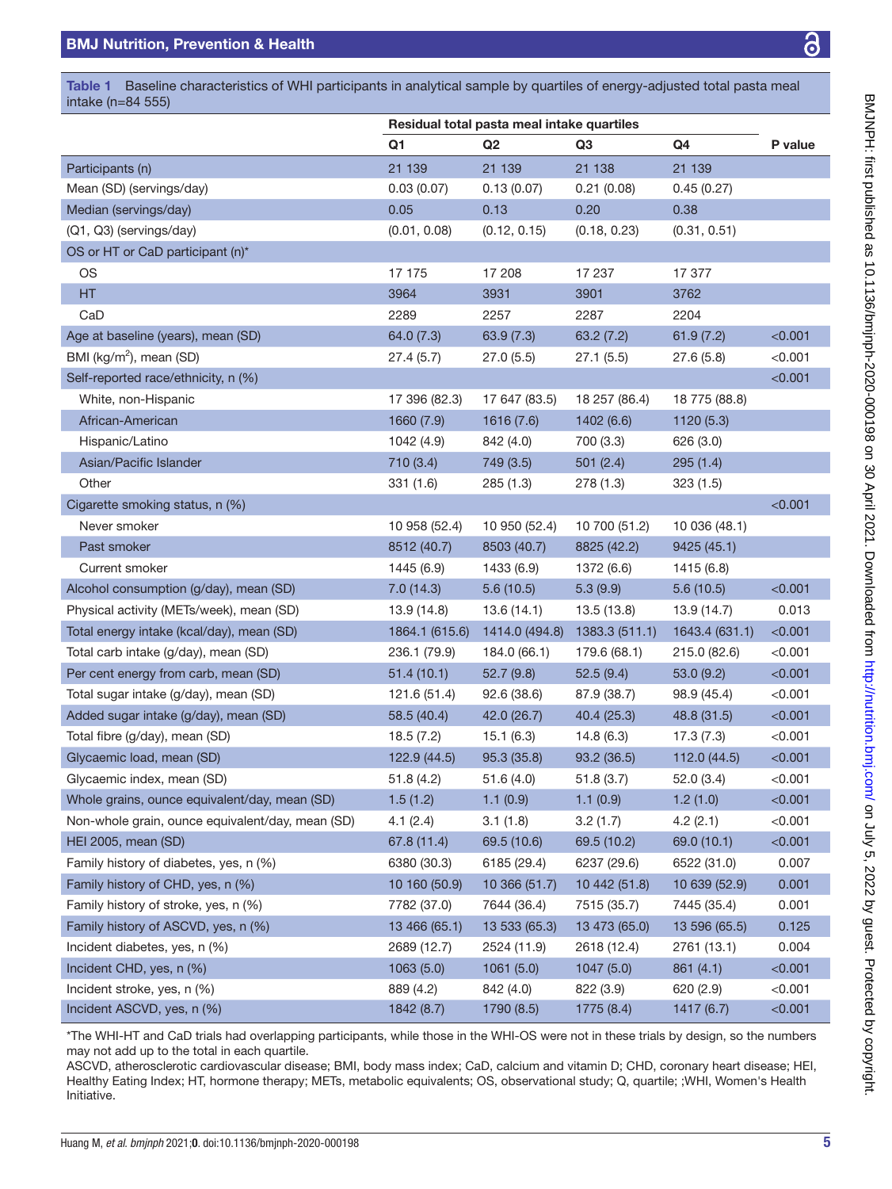**Table 1** Baseline characteristics of WHI participants in analytical sample by quartiles of energy-adjusted total pasta meal intake (n=84 555)

| | Residual total pasta meal intake quartiles | | | | |
|---|---|---|---|---|---|
| | Q1 | Q2 | Q3 | Q4 | P value |
| Participants (n) | 21 139 | 21 139 | 21 138 | 21 139 | |
| Mean (SD) (servings/day) | 0.03 (0.07) | 0.13 (0.07) | 0.21 (0.08) | 0.45 (0.27) | |
| Median (servings/day) | 0.05 | 0.13 | 0.20 | 0.38 | |
| (Q1, Q3) (servings/day) | (0.01, 0.08) | (0.12, 0.15) | (0.18, 0.23) | (0.31, 0.51) | |
| OS or HT or CaD participant (n)* | | | | | |
| OS | 17 175 | 17 208 | 17 237 | 17 377 | |
| HT | 3964 | 3931 | 3901 | 3762 | |
| CaD | 2289 | 2257 | 2287 | 2204 | |
| Age at baseline (years), mean (SD) | 64.0 (7.3) | 63.9 (7.3) | 63.2 (7.2) | 61.9 (7.2) | <0.001 |
| BMI (kg/m$^2$), mean (SD) | 27.4 (5.7) | 27.0 (5.5) | 27.1 (5.5) | 27.6 (5.8) | <0.001 |
| Self-reported race/ethnicity, n (%) | | | | | <0.001 |
| White, non-Hispanic | 17 396 (82.3) | 17 647 (83.5) | 18 257 (86.4) | 18 775 (88.8) | |
| African-American | 1660 (7.9) | 1616 (7.6) | 1402 (6.6) | 1120 (5.3) | |
| Hispanic/Latino | 1042 (4.9) | 842 (4.0) | 700 (3.3) | 626 (3.0) | |
| Asian/Pacific Islander | 710 (3.4) | 749 (3.5) | 501 (2.4) | 295 (1.4) | |
| Other | 331 (1.6) | 285 (1.3) | 278 (1.3) | 323 (1.5) | |
| Cigarette smoking status, n (%) | | | | | <0.001 |
| Never smoker | 10 958 (52.4) | 10 950 (52.4) | 10 700 (51.2) | 10 036 (48.1) | |
| Past smoker | 8512 (40.7) | 8503 (40.7) | 8825 (42.2) | 9425 (45.1) | |
| Current smoker | 1445 (6.9) | 1433 (6.9) | 1372 (6.6) | 1415 (6.8) | |
| Alcohol consumption (g/day), mean (SD) | 7.0 (14.3) | 5.6 (10.5) | 5.3 (9.9) | 5.6 (10.5) | <0.001 |
| Physical activity (METs/week), mean (SD) | 13.9 (14.8) | 13.6 (14.1) | 13.5 (13.8) | 13.9 (14.7) | 0.013 |
| Total energy intake (kcal/day), mean (SD) | 1864.1 (615.6) | 1414.0 (494.8) | 1383.3 (511.1) | 1643.4 (631.1) | <0.001 |
| Total carb intake (g/day), mean (SD) | 236.1 (79.9) | 184.0 (66.1) | 179.6 (68.1) | 215.0 (82.6) | <0.001 |
| Per cent energy from carb, mean (SD) | 51.4 (10.1) | 52.7 (9.8) | 52.5 (9.4) | 53.0 (9.2) | <0.001 |
| Total sugar intake (g/day), mean (SD) | 121.6 (51.4) | 92.6 (38.6) | 87.9 (38.7) | 98.9 (45.4) | <0.001 |
| Added sugar intake (g/day), mean (SD) | 58.5 (40.4) | 42.0 (26.7) | 40.4 (25.3) | 48.8 (31.5) | <0.001 |
| Total fibre (g/day), mean (SD) | 18.5 (7.2) | 15.1 (6.3) | 14.8 (6.3) | 17.3 (7.3) | <0.001 |
| Glycaemic load, mean (SD) | 122.9 (44.5) | 95.3 (35.8) | 93.2 (36.5) | 112.0 (44.5) | <0.001 |
| Glycaemic index, mean (SD) | 51.8 (4.2) | 51.6 (4.0) | 51.8 (3.7) | 52.0 (3.4) | <0.001 |
| Whole grains, ounce equivalent/day, mean (SD) | 1.5 (1.2) | 1.1 (0.9) | 1.1 (0.9) | 1.2 (1.0) | <0.001 |
| Non-whole grain, ounce equivalent/day, mean (SD) | 4.1 (2.4) | 3.1 (1.8) | 3.2 (1.7) | 4.2 (2.1) | <0.001 |
| HEI 2005, mean (SD) | 67.8 (11.4) | 69.5 (10.6) | 69.5 (10.2) | 69.0 (10.1) | <0.001 |
| Family history of diabetes, yes, n (%) | 6380 (30.3) | 6185 (29.4) | 6237 (29.6) | 6522 (31.0) | 0.007 |
| Family history of CHD, yes, n (%) | 10 160 (50.9) | 10 366 (51.7) | 10 442 (51.8) | 10 639 (52.9) | 0.001 |
| Family history of stroke, yes, n (%) | 7782 (37.0) | 7644 (36.4) | 7515 (35.7) | 7445 (35.4) | 0.001 |
| Family history of ASCVD, yes, n (%) | 13 466 (65.1) | 13 533 (65.3) | 13 473 (65.0) | 13 596 (65.5) | 0.125 |
| Incident diabetes, yes, n (%) | 2689 (12.7) | 2524 (11.9) | 2618 (12.4) | 2761 (13.1) | 0.004 |
| Incident CHD, yes, n (%) | 1063 (5.0) | 1061 (5.0) | 1047 (5.0) | 861 (4.1) | <0.001 |
| Incident stroke, yes, n (%) | 889 (4.2) | 842 (4.0) | 822 (3.9) | 620 (2.9) | <0.001 |
| Incident ASCVD, yes, n (%) | 1842 (8.7) | 1790 (8.5) | 1775 (8.4) | 1417 (6.7) | <0.001 |

*The WHI-HT and CaD trials had overlapping participants, while those in the WHI-OS were not in these trials by design, so the numbers may not add up to the total in each quartile.

ASCVD, atherosclerotic cardiovascular disease; BMI, body mass index; CaD, calcium and vitamin D; CHD, coronary heart disease; HEI, Healthy Eating Index; HT, hormone therapy; METs, metabolic equivalents; OS, observational study; Q, quartile; ;WHI, Women's Health Initiative.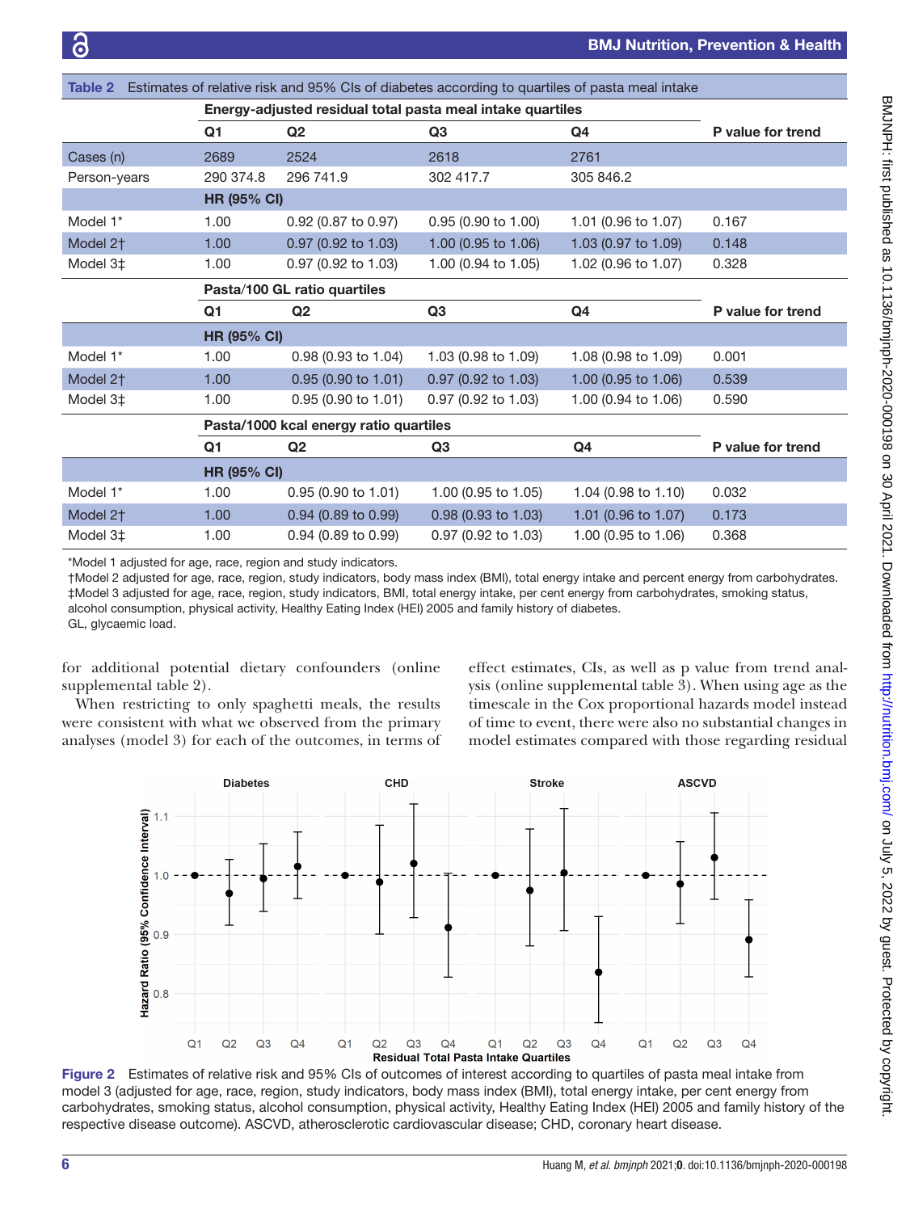**Table 2** Estimates of relative risk and 95% CIs of diabetes according to quartiles of pasta meal intake

| | Energy-adjusted residual total pasta meal intake quartiles | | | | |
|---|---|---|---|---|---|
| | Q1 | Q2 | Q3 | Q4 | P value for trend |
| Cases (n) | 2689 | 2524 | 2618 | 2761 | |
| Person-years | 290 374.8 | 296 741.9 | 302 417.7 | 305 846.2 | |
| | **HR (95% CI)** | | | | |
| Model 1* | 1.00 | 0.92 (0.87 to 0.97) | 0.95 (0.90 to 1.00) | 1.01 (0.96 to 1.07) | 0.167 |
| Model 2† | 1.00 | 0.97 (0.92 to 1.03) | 1.00 (0.95 to 1.06) | 1.03 (0.97 to 1.09) | 0.148 |
| Model 3‡ | 1.00 | 0.97 (0.92 to 1.03) | 1.00 (0.94 to 1.05) | 1.02 (0.96 to 1.07) | 0.328 |
| | **Pasta/100 GL ratio quartiles** | | | | |
| | Q1 | Q2 | Q3 | Q4 | P value for trend |
| | **HR (95% CI)** | | | | |
| Model 1* | 1.00 | 0.98 (0.93 to 1.04) | 1.03 (0.98 to 1.09) | 1.08 (0.98 to 1.09) | 0.001 |
| Model 2† | 1.00 | 0.95 (0.90 to 1.01) | 0.97 (0.92 to 1.03) | 1.00 (0.95 to 1.06) | 0.539 |
| Model 3‡ | 1.00 | 0.95 (0.90 to 1.01) | 0.97 (0.92 to 1.03) | 1.00 (0.94 to 1.06) | 0.590 |
| | **Pasta/1000 kcal energy ratio quartiles** | | | | |
| | Q1 | Q2 | Q3 | Q4 | P value for trend |
| | **HR (95% CI)** | | | | |
| Model 1* | 1.00 | 0.95 (0.90 to 1.01) | 1.00 (0.95 to 1.05) | 1.04 (0.98 to 1.10) | 0.032 |
| Model 2† | 1.00 | 0.94 (0.89 to 0.99) | 0.98 (0.93 to 1.03) | 1.01 (0.96 to 1.07) | 0.173 |
| Model 3‡ | 1.00 | 0.94 (0.89 to 0.99) | 0.97 (0.92 to 1.03) | 1.00 (0.95 to 1.06) | 0.368 |

*Model 1 adjusted for age, race, region and study indicators.
†Model 2 adjusted for age, race, region, study indicators, body mass index (BMI), total energy intake and percent energy from carbohydrates.
‡Model 3 adjusted for age, race, region, study indicators, BMI, total energy intake, per cent energy from carbohydrates, smoking status, alcohol consumption, physical activity, Healthy Eating Index (HEI) 2005 and family history of diabetes.
GL, glycaemic load.

for additional potential dietary confounders (online supplemental table 2).

When restricting to only spaghetti meals, the results were consistent with what we observed from the primary analyses (model 3) for each of the outcomes, in terms of effect estimates, CIs, as well as p value from trend analysis (online supplemental table 3). When using age as the timescale in the Cox proportional hazards model instead of time to event, there were also no substantial changes in model estimates compared with those regarding residual

**Figure 2** Estimates of relative risk and 95% CIs of outcomes of interest according to quartiles of pasta meal intake from model 3 (adjusted for age, race, region, study indicators, body mass index (BMI), total energy intake, per cent energy from carbohydrates, smoking status, alcohol consumption, physical activity, Healthy Eating Index (HEI) 2005 and family history of the respective disease outcome). ASCVD, atherosclerotic cardiovascular disease; CHD, coronary heart disease.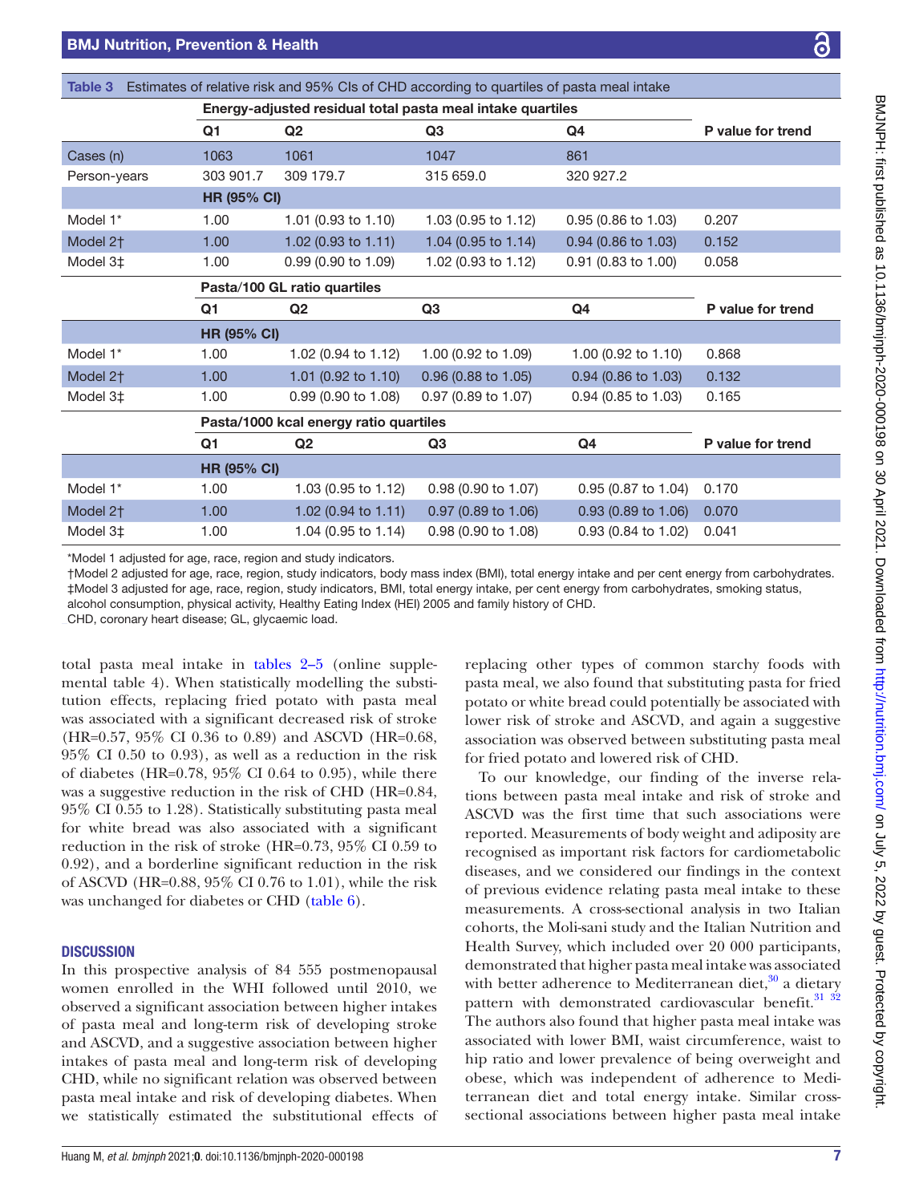Table 3 Estimates of relative risk and 95% CIs of CHD according to quartiles of pasta meal intake

| | Energy-adjusted residual total pasta meal intake quartiles | | | | |
|---|---|---|---|---|---|
| | Q1 | Q2 | Q3 | Q4 | P value for trend |
| Cases (n) | 1063 | 1061 | 1047 | 861 | |
| Person-years | 303 901.7 | 309 179.7 | 315 659.0 | 320 927.2 | |
| | **HR (95% CI)** | | | | |
| Model 1* | 1.00 | 1.01 (0.93 to 1.10) | 1.03 (0.95 to 1.12) | 0.95 (0.86 to 1.03) | 0.207 |
| Model 2† | 1.00 | 1.02 (0.93 to 1.11) | 1.04 (0.95 to 1.14) | 0.94 (0.86 to 1.03) | 0.152 |
| Model 3‡ | 1.00 | 0.99 (0.90 to 1.09) | 1.02 (0.93 to 1.12) | 0.91 (0.83 to 1.00) | 0.058 |
| | **Pasta/100 GL ratio quartiles** | | | | |
| | Q1 | Q2 | Q3 | Q4 | P value for trend |
| | **HR (95% CI)** | | | | |
| Model 1* | 1.00 | 1.02 (0.94 to 1.12) | 1.00 (0.92 to 1.09) | 1.00 (0.92 to 1.10) | 0.868 |
| Model 2† | 1.00 | 1.01 (0.92 to 1.10) | 0.96 (0.88 to 1.05) | 0.94 (0.86 to 1.03) | 0.132 |
| Model 3‡ | 1.00 | 0.99 (0.90 to 1.08) | 0.97 (0.89 to 1.07) | 0.94 (0.85 to 1.03) | 0.165 |
| | **Pasta/1000 kcal energy ratio quartiles** | | | | |
| | Q1 | Q2 | Q3 | Q4 | P value for trend |
| | **HR (95% CI)** | | | | |
| Model 1* | 1.00 | 1.03 (0.95 to 1.12) | 0.98 (0.90 to 1.07) | 0.95 (0.87 to 1.04) | 0.170 |
| Model 2† | 1.00 | 1.02 (0.94 to 1.11) | 0.97 (0.89 to 1.06) | 0.93 (0.89 to 1.06) | 0.070 |
| Model 3‡ | 1.00 | 1.04 (0.95 to 1.14) | 0.98 (0.90 to 1.08) | 0.93 (0.84 to 1.02) | 0.041 |

*Model 1 adjusted for age, race, region and study indicators.
†Model 2 adjusted for age, race, region, study indicators, body mass index (BMI), total energy intake and per cent energy from carbohydrates.
‡Model 3 adjusted for age, race, region, study indicators, BMI, total energy intake, per cent energy from carbohydrates, smoking status, alcohol consumption, physical activity, Healthy Eating Index (HEI) 2005 and family history of CHD.
CHD, coronary heart disease; GL, glycaemic load.

total pasta meal intake in tables 2–5 (online supplemental table 4). When statistically modelling the substitution effects, replacing fried potato with pasta meal was associated with a significant decreased risk of stroke (HR=0.57, 95% CI 0.36 to 0.89) and ASCVD (HR=0.68, 95% CI 0.50 to 0.93), as well as a reduction in the risk of diabetes (HR=0.78, 95% CI 0.64 to 0.95), while there was a suggestive reduction in the risk of CHD (HR=0.84, 95% CI 0.55 to 1.28). Statistically substituting pasta meal for white bread was also associated with a significant reduction in the risk of stroke (HR=0.73, 95% CI 0.59 to 0.92), and a borderline significant reduction in the risk of ASCVD (HR=0.88, 95% CI 0.76 to 1.01), while the risk was unchanged for diabetes or CHD (table 6).

## DISCUSSION

In this prospective analysis of 84 555 postmenopausal women enrolled in the WHI followed until 2010, we observed a significant association between higher intakes of pasta meal and long-term risk of developing stroke and ASCVD, and a suggestive association between higher intakes of pasta meal and long-term risk of developing CHD, while no significant relation was observed between pasta meal intake and risk of developing diabetes. When we statistically estimated the substitutional effects of replacing other types of common starchy foods with pasta meal, we also found that substituting pasta for fried potato or white bread could potentially be associated with lower risk of stroke and ASCVD, and again a suggestive association was observed between substituting pasta meal for fried potato and lowered risk of CHD.

To our knowledge, our finding of the inverse relations between pasta meal intake and risk of stroke and ASCVD was the first time that such associations were reported. Measurements of body weight and adiposity are recognised as important risk factors for cardiometabolic diseases, and we considered our findings in the context of previous evidence relating pasta meal intake to these measurements. A cross-sectional analysis in two Italian cohorts, the Moli-sani study and the Italian Nutrition and Health Survey, which included over 20 000 participants, demonstrated that higher pasta meal intake was associated with better adherence to Mediterranean diet,[30] a dietary pattern with demonstrated cardiovascular benefit.[31 32] The authors also found that higher pasta meal intake was associated with lower BMI, waist circumference, waist to hip ratio and lower prevalence of being overweight and obese, which was independent of adherence to Mediterranean diet and total energy intake. Similar cross-sectional associations between higher pasta meal intake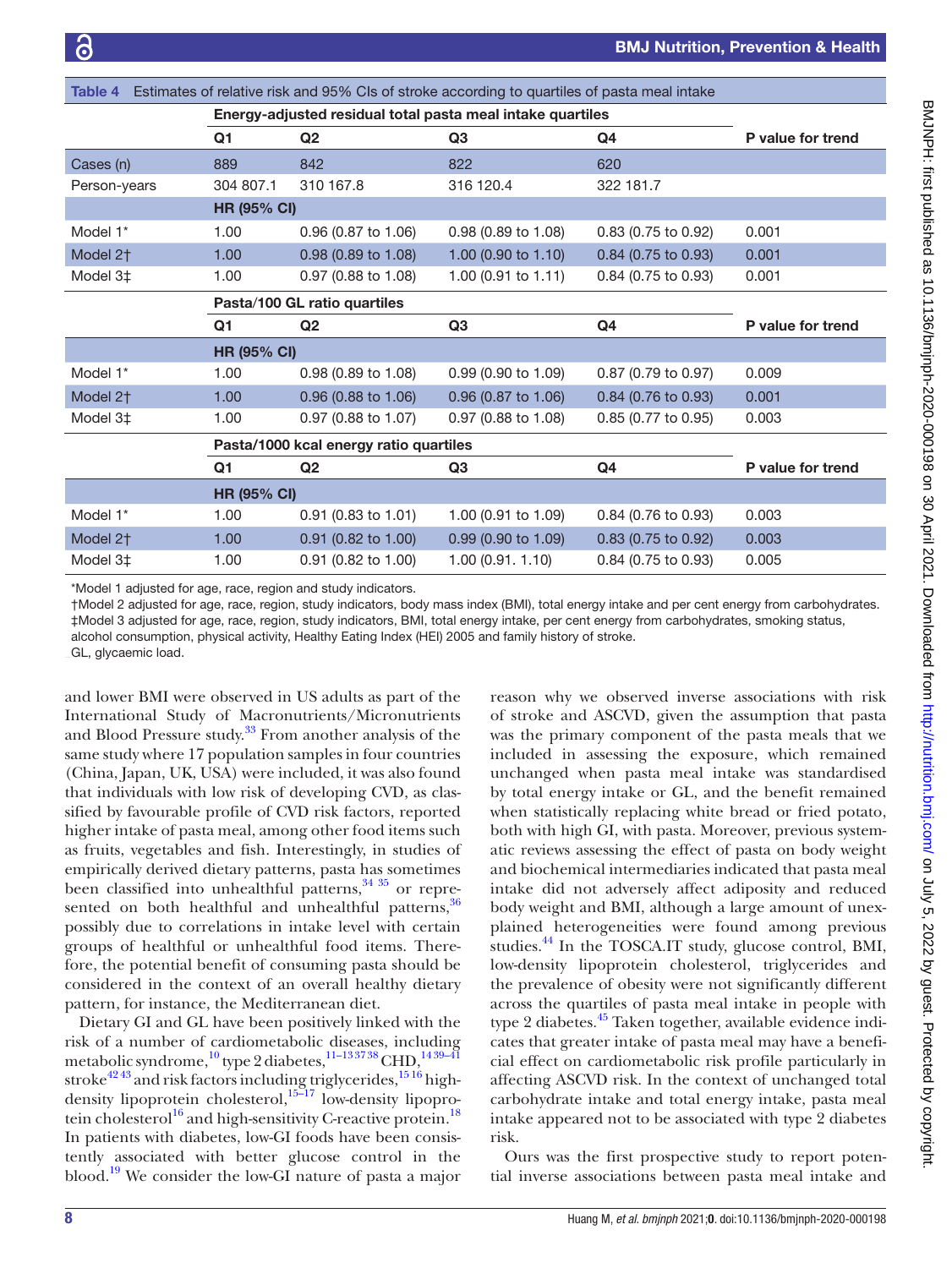**Table 4** Estimates of relative risk and 95% CIs of stroke according to quartiles of pasta meal intake

| | Energy-adjusted residual total pasta meal intake quartiles | | | | |
|---|---|---|---|---|---|
| | Q1 | Q2 | Q3 | Q4 | P value for trend |
| Cases (n) | 889 | 842 | 822 | 620 | |
| Person-years | 304 807.1 | 310 167.8 | 316 120.4 | 322 181.7 | |
| | **HR (95% CI)** | | | | |
| Model 1* | 1.00 | 0.96 (0.87 to 1.06) | 0.98 (0.89 to 1.08) | 0.83 (0.75 to 0.92) | 0.001 |
| Model 2† | 1.00 | 0.98 (0.89 to 1.08) | 1.00 (0.90 to 1.10) | 0.84 (0.75 to 0.93) | 0.001 |
| Model 3‡ | 1.00 | 0.97 (0.88 to 1.08) | 1.00 (0.91 to 1.11) | 0.84 (0.75 to 0.93) | 0.001 |
| | **Pasta/100 GL ratio quartiles** | | | | |
| | Q1 | Q2 | Q3 | Q4 | P value for trend |
| | **HR (95% CI)** | | | | |
| Model 1* | 1.00 | 0.98 (0.89 to 1.08) | 0.99 (0.90 to 1.09) | 0.87 (0.79 to 0.97) | 0.009 |
| Model 2† | 1.00 | 0.96 (0.88 to 1.06) | 0.96 (0.87 to 1.06) | 0.84 (0.76 to 0.93) | 0.001 |
| Model 3‡ | 1.00 | 0.97 (0.88 to 1.07) | 0.97 (0.88 to 1.08) | 0.85 (0.77 to 0.95) | 0.003 |
| | **Pasta/1000 kcal energy ratio quartiles** | | | | |
| | Q1 | Q2 | Q3 | Q4 | P value for trend |
| | **HR (95% CI)** | | | | |
| Model 1* | 1.00 | 0.91 (0.83 to 1.01) | 1.00 (0.91 to 1.09) | 0.84 (0.76 to 0.93) | 0.003 |
| Model 2† | 1.00 | 0.91 (0.82 to 1.00) | 0.99 (0.90 to 1.09) | 0.83 (0.75 to 0.92) | 0.003 |
| Model 3‡ | 1.00 | 0.91 (0.82 to 1.00) | 1.00 (0.91. 1.10) | 0.84 (0.75 to 0.93) | 0.005 |

*Model 1 adjusted for age, race, region and study indicators.
†Model 2 adjusted for age, race, region, study indicators, body mass index (BMI), total energy intake and per cent energy from carbohydrates.
‡Model 3 adjusted for age, race, region, study indicators, BMI, total energy intake, per cent energy from carbohydrates, smoking status, alcohol consumption, physical activity, Healthy Eating Index (HEI) 2005 and family history of stroke.
GL, glycaemic load.

and lower BMI were observed in US adults as part of the International Study of Macronutrients/Micronutrients and Blood Pressure study.[33] From another analysis of the same study where 17 population samples in four countries (China, Japan, UK, USA) were included, it was also found that individuals with low risk of developing CVD, as classified by favourable profile of CVD risk factors, reported higher intake of pasta meal, among other food items such as fruits, vegetables and fish. Interestingly, in studies of empirically derived dietary patterns, pasta has sometimes been classified into unhealthful patterns,[34 35] or represented on both healthful and unhealthful patterns,[36] possibly due to correlations in intake level with certain groups of healthful or unhealthful food items. Therefore, the potential benefit of consuming pasta should be considered in the context of an overall healthy dietary pattern, for instance, the Mediterranean diet.

Dietary GI and GL have been positively linked with the risk of a number of cardiometabolic diseases, including metabolic syndrome,[10] type 2 diabetes,[11–13 37 38] CHD,[14 39–41] stroke[42 43] and risk factors including triglycerides,[15 16] high-density lipoprotein cholesterol,[15–17] low-density lipoprotein cholesterol[16] and high-sensitivity C-reactive protein.[18] In patients with diabetes, low-GI foods have been consistently associated with better glucose control in the blood.[19] We consider the low-GI nature of pasta a major reason why we observed inverse associations with risk of stroke and ASCVD, given the assumption that pasta was the primary component of the pasta meals that we included in assessing the exposure, which remained unchanged when pasta meal intake was standardised by total energy intake or GL, and the benefit remained when statistically replacing white bread or fried potato, both with high GI, with pasta. Moreover, previous systematic reviews assessing the effect of pasta on body weight and biochemical intermediaries indicated that pasta meal intake did not adversely affect adiposity and reduced body weight and BMI, although a large amount of unexplained heterogeneities were found among previous studies.[44] In the TOSCA.IT study, glucose control, BMI, low-density lipoprotein cholesterol, triglycerides and the prevalence of obesity were not significantly different across the quartiles of pasta meal intake in people with type 2 diabetes.[45] Taken together, available evidence indicates that greater intake of pasta meal may have a beneficial effect on cardiometabolic risk profile particularly in affecting ASCVD risk. In the context of unchanged total carbohydrate intake and total energy intake, pasta meal intake appeared not to be associated with type 2 diabetes risk.

Ours was the first prospective study to report potential inverse associations between pasta meal intake and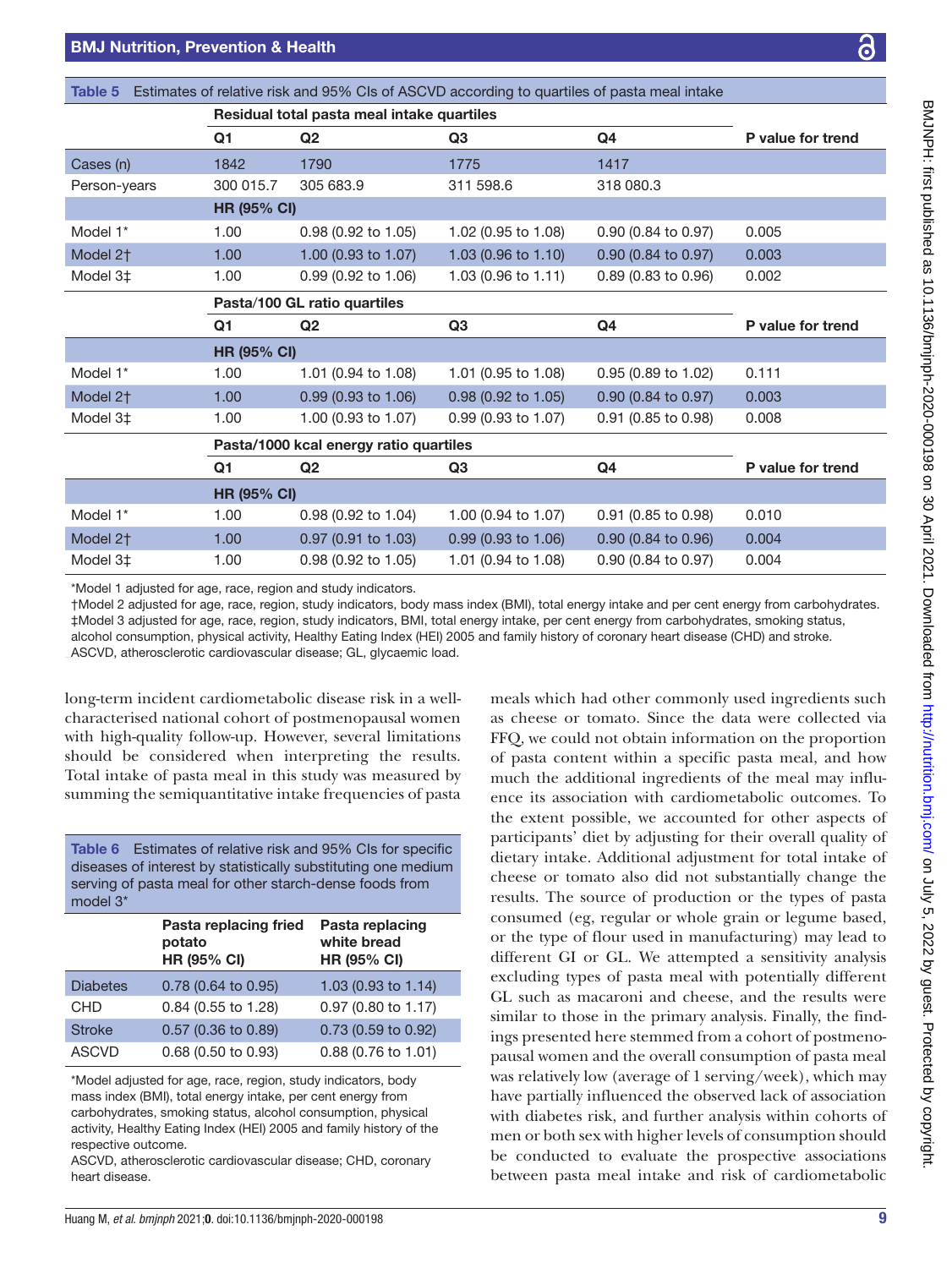Table 5 Estimates of relative risk and 95% CIs of ASCVD according to quartiles of pasta meal intake

| | Residual total pasta meal intake quartiles | | | | |
|---|---|---|---|---|---|
| | Q1 | Q2 | Q3 | Q4 | P value for trend |
| Cases (n) | 1842 | 1790 | 1775 | 1417 | |
| Person-years | 300 015.7 | 305 683.9 | 311 598.6 | 318 080.3 | |
| | HR (95% CI) | | | | |
| Model 1* | 1.00 | 0.98 (0.92 to 1.05) | 1.02 (0.95 to 1.08) | 0.90 (0.84 to 0.97) | 0.005 |
| Model 2† | 1.00 | 1.00 (0.93 to 1.07) | 1.03 (0.96 to 1.10) | 0.90 (0.84 to 0.97) | 0.003 |
| Model 3‡ | 1.00 | 0.99 (0.92 to 1.06) | 1.03 (0.96 to 1.11) | 0.89 (0.83 to 0.96) | 0.002 |
| | Pasta/100 GL ratio quartiles | | | | |
| | Q1 | Q2 | Q3 | Q4 | P value for trend |
| | HR (95% CI) | | | | |
| Model 1* | 1.00 | 1.01 (0.94 to 1.08) | 1.01 (0.95 to 1.08) | 0.95 (0.89 to 1.02) | 0.111 |
| Model 2† | 1.00 | 0.99 (0.93 to 1.06) | 0.98 (0.92 to 1.05) | 0.90 (0.84 to 0.97) | 0.003 |
| Model 3‡ | 1.00 | 1.00 (0.93 to 1.07) | 0.99 (0.93 to 1.07) | 0.91 (0.85 to 0.98) | 0.008 |
| | Pasta/1000 kcal energy ratio quartiles | | | | |
| | Q1 | Q2 | Q3 | Q4 | P value for trend |
| | HR (95% CI) | | | | |
| Model 1* | 1.00 | 0.98 (0.92 to 1.04) | 1.00 (0.94 to 1.07) | 0.91 (0.85 to 0.98) | 0.010 |
| Model 2† | 1.00 | 0.97 (0.91 to 1.03) | 0.99 (0.93 to 1.06) | 0.90 (0.84 to 0.96) | 0.004 |
| Model 3‡ | 1.00 | 0.98 (0.92 to 1.05) | 1.01 (0.94 to 1.08) | 0.90 (0.84 to 0.97) | 0.004 |

*Model 1 adjusted for age, race, region and study indicators.
†Model 2 adjusted for age, race, region, study indicators, body mass index (BMI), total energy intake and per cent energy from carbohydrates.
‡Model 3 adjusted for age, race, region, study indicators, BMI, total energy intake, per cent energy from carbohydrates, smoking status, alcohol consumption, physical activity, Healthy Eating Index (HEI) 2005 and family history of coronary heart disease (CHD) and stroke.
ASCVD, atherosclerotic cardiovascular disease; GL, glycaemic load.

long-term incident cardiometabolic disease risk in a well-characterised national cohort of postmenopausal women with high-quality follow-up. However, several limitations should be considered when interpreting the results. Total intake of pasta meal in this study was measured by summing the semiquantitative intake frequencies of pasta meals which had other commonly used ingredients such as cheese or tomato. Since the data were collected via FFQ, we could not obtain information on the proportion of pasta content within a specific pasta meal, and how much the additional ingredients of the meal may influence its association with cardiometabolic outcomes. To the extent possible, we accounted for other aspects of participants' diet by adjusting for their overall quality of dietary intake. Additional adjustment for total intake of cheese or tomato also did not substantially change the results. The source of production or the types of pasta consumed (eg, regular or whole grain or legume based, or the type of flour used in manufacturing) may lead to different GI or GL. We attempted a sensitivity analysis excluding types of pasta meal with potentially different GL such as macaroni and cheese, and the results were similar to those in the primary analysis. Finally, the findings presented here stemmed from a cohort of postmenopausal women and the overall consumption of pasta meal was relatively low (average of 1 serving/week), which may have partially influenced the observed lack of association with diabetes risk, and further analysis within cohorts of men or both sex with higher levels of consumption should be conducted to evaluate the prospective associations between pasta meal intake and risk of cardiometabolic

Table 6 Estimates of relative risk and 95% CIs for specific diseases of interest by statistically substituting one medium serving of pasta meal for other starch-dense foods from model 3*

| | Pasta replacing fried potato HR (95% CI) | Pasta replacing white bread HR (95% CI) |
|---|---|---|
| Diabetes | 0.78 (0.64 to 0.95) | 1.03 (0.93 to 1.14) |
| CHD | 0.84 (0.55 to 1.28) | 0.97 (0.80 to 1.17) |
| Stroke | 0.57 (0.36 to 0.89) | 0.73 (0.59 to 0.92) |
| ASCVD | 0.68 (0.50 to 0.93) | 0.88 (0.76 to 1.01) |

*Model adjusted for age, race, region, study indicators, body mass index (BMI), total energy intake, per cent energy from carbohydrates, smoking status, alcohol consumption, physical activity, Healthy Eating Index (HEI) 2005 and family history of the respective outcome.
ASCVD, atherosclerotic cardiovascular disease; CHD, coronary heart disease.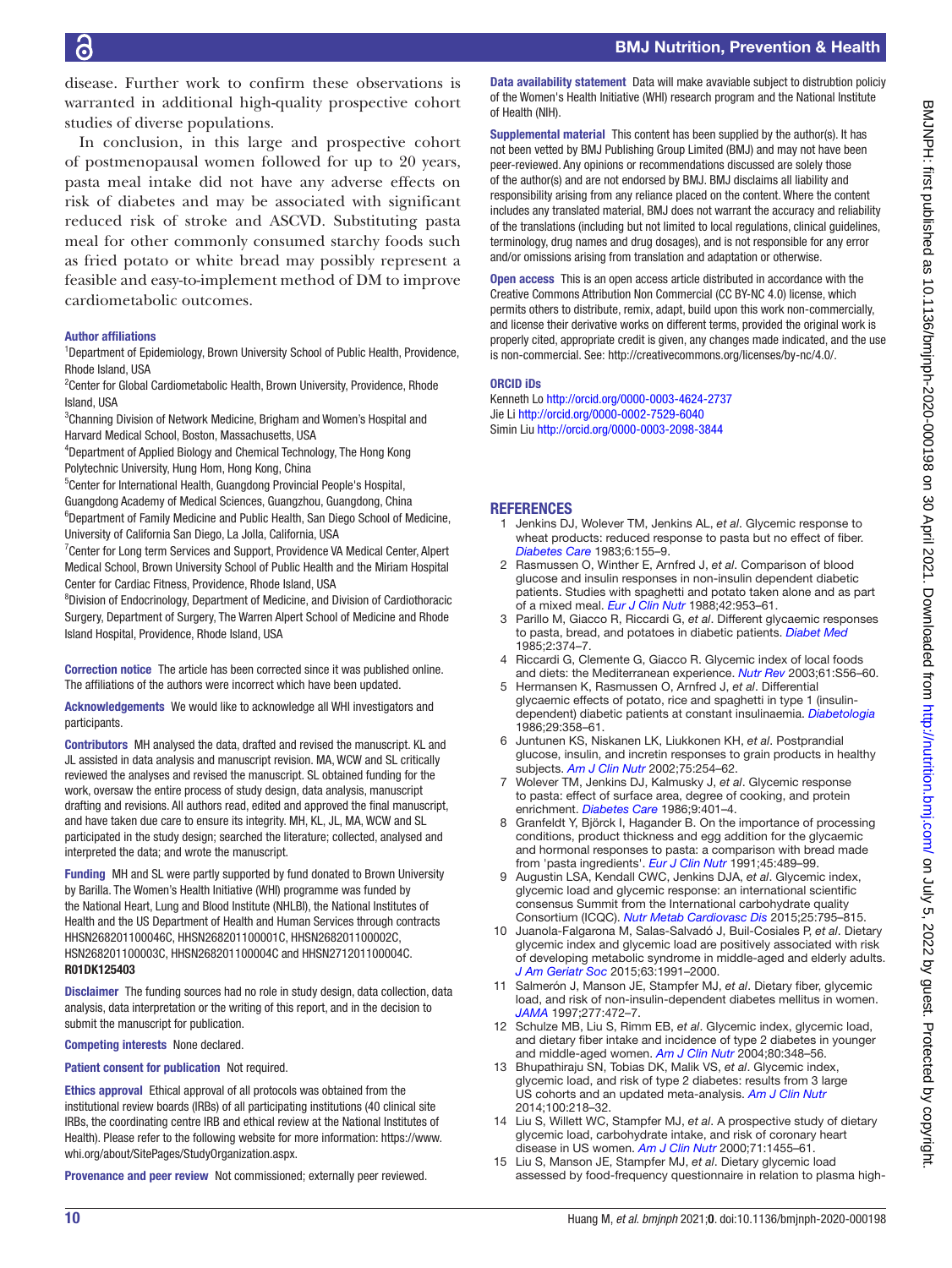disease. Further work to confirm these observations is warranted in additional high-quality prospective cohort studies of diverse populations.

In conclusion, in this large and prospective cohort of postmenopausal women followed for up to 20 years, pasta meal intake did not have any adverse effects on risk of diabetes and may be associated with significant reduced risk of stroke and ASCVD. Substituting pasta meal for other commonly consumed starchy foods such as fried potato or white bread may possibly represent a feasible and easy-to-implement method of DM to improve cardiometabolic outcomes.

**Author affiliations**

[1]Department of Epidemiology, Brown University School of Public Health, Providence, Rhode Island, USA
[2]Center for Global Cardiometabolic Health, Brown University, Providence, Rhode Island, USA
[3]Channing Division of Network Medicine, Brigham and Women's Hospital and Harvard Medical School, Boston, Massachusetts, USA
[4]Department of Applied Biology and Chemical Technology, The Hong Kong Polytechnic University, Hung Hom, Hong Kong, China
[5]Center for International Health, Guangdong Provincial People's Hospital, Guangdong Academy of Medical Sciences, Guangzhou, Guangdong, China
[6]Department of Family Medicine and Public Health, San Diego School of Medicine, University of California San Diego, La Jolla, California, USA
[7]Center for Long term Services and Support, Providence VA Medical Center, Alpert Medical School, Brown University School of Public Health and the Miriam Hospital Center for Cardiac Fitness, Providence, Rhode Island, USA
[8]Division of Endocrinology, Department of Medicine, and Division of Cardiothoracic Surgery, Department of Surgery, The Warren Alpert School of Medicine and Rhode Island Hospital, Providence, Rhode Island, USA

**Correction notice** The article has been corrected since it was published online. The affiliations of the authors were incorrect which have been updated.

**Acknowledgements** We would like to acknowledge all WHI investigators and participants.

**Contributors** MH analysed the data, drafted and revised the manuscript. KL and JL assisted in data analysis and manuscript revision. MA, WCW and SL critically reviewed the analyses and revised the manuscript. SL obtained funding for the work, oversaw the entire process of study design, data analysis, manuscript drafting and revisions. All authors read, edited and approved the final manuscript, and have taken due care to ensure its integrity. MH, KL, JL, MA, WCW and SL participated in the study design; searched the literature; collected, analysed and interpreted the data; and wrote the manuscript.

**Funding** MH and SL were partly supported by fund donated to Brown University by Barilla. The Women's Health Initiative (WHI) programme was funded by the National Heart, Lung and Blood Institute (NHLBI), the National Institutes of Health and the US Department of Health and Human Services through contracts HHSN268201100046C, HHSN268201100001C, HHSN268201100002C, HSN268201100003C, HHSN268201100004C and HHSN271201100004C. **R01DK125403**

**Disclaimer** The funding sources had no role in study design, data collection, data analysis, data interpretation or the writing of this report, and in the decision to submit the manuscript for publication.

**Competing interests** None declared.

**Patient consent for publication** Not required.

**Ethics approval** Ethical approval of all protocols was obtained from the institutional review boards (IRBs) of all participating institutions (40 clinical site IRBs, the coordinating centre IRB and ethical review at the National Institutes of Health). Please refer to the following website for more information: https://www.whi.org/about/SitePages/StudyOrganization.aspx.

**Provenance and peer review** Not commissioned; externally peer reviewed.

**Data availability statement** Data will make avaviable subject to distrubtion policiy of the Women's Health Initiative (WHI) research program and the National Institute of Health (NIH).

**Supplemental material** This content has been supplied by the author(s). It has not been vetted by BMJ Publishing Group Limited (BMJ) and may not have been peer-reviewed. Any opinions or recommendations discussed are solely those of the author(s) and are not endorsed by BMJ. BMJ disclaims all liability and responsibility arising from any reliance placed on the content. Where the content includes any translated material, BMJ does not warrant the accuracy and reliability of the translations (including but not limited to local regulations, clinical guidelines, terminology, drug names and drug dosages), and is not responsible for any error and/or omissions arising from translation and adaptation or otherwise.

**Open access** This is an open access article distributed in accordance with the Creative Commons Attribution Non Commercial (CC BY-NC 4.0) license, which permits others to distribute, remix, adapt, build upon this work non-commercially, and license their derivative works on different terms, provided the original work is properly cited, appropriate credit is given, any changes made indicated, and the use is non-commercial. See: http://creativecommons.org/licenses/by-nc/4.0/.

**ORCID iDs**

Kenneth Lo http://orcid.org/0000-0003-4624-2737
Jie Li http://orcid.org/0000-0002-7529-6040
Simin Liu http://orcid.org/0000-0003-2098-3844

## REFERENCES

1. Jenkins DJ, Wolever TM, Jenkins AL, *et al*. Glycemic response to wheat products: reduced response to pasta but no effect of fiber. *Diabetes Care* 1983;6:155–9.
2. Rasmussen O, Winther E, Arnfred J, *et al*. Comparison of blood glucose and insulin responses in non-insulin dependent diabetic patients. Studies with spaghetti and potato taken alone and as part of a mixed meal. *Eur J Clin Nutr* 1988;42:953–61.
3. Parillo M, Giacco R, Riccardi G, *et al*. Different glycaemic responses to pasta, bread, and potatoes in diabetic patients. *Diabet Med* 1985;2:374–7.
4. Riccardi G, Clemente G, Giacco R. Glycemic index of local foods and diets: the Mediterranean experience. *Nutr Rev* 2003;61:S56–60.
5. Hermansen K, Rasmussen O, Arnfred J, *et al*. Differential glycaemic effects of potato, rice and spaghetti in type 1 (insulin-dependent) diabetic patients at constant insulinaemia. *Diabetologia* 1986;29:358–61.
6. Juntunen KS, Niskanen LK, Liukkonen KH, *et al*. Postprandial glucose, insulin, and incretin responses to grain products in healthy subjects. *Am J Clin Nutr* 2002;75:254–62.
7. Wolever TM, Jenkins DJ, Kalmusky J, *et al*. Glycemic response to pasta: effect of surface area, degree of cooking, and protein enrichment. *Diabetes Care* 1986;9:401–4.
8. Granfeldt Y, Björck I, Hagander B. On the importance of processing conditions, product thickness and egg addition for the glycaemic and hormonal responses to pasta: a comparison with bread made from 'pasta ingredients'. *Eur J Clin Nutr* 1991;45:489–99.
9. Augustin LSA, Kendall CWC, Jenkins DJA, *et al*. Glycemic index, glycemic load and glycemic response: an international scientific consensus Summit from the International carbohydrate quality Consortium (ICQC). *Nutr Metab Cardiovasc Dis* 2015;25:795–815.
10. Juanola-Falgarona M, Salas-Salvadó J, Buil-Cosiales P, *et al*. Dietary glycemic index and glycemic load are positively associated with risk of developing metabolic syndrome in middle-aged and elderly adults. *J Am Geriatr Soc* 2015;63:1991–2000.
11. Salmerón J, Manson JE, Stampfer MJ, *et al*. Dietary fiber, glycemic load, and risk of non-insulin-dependent diabetes mellitus in women. *JAMA* 1997;277:472–7.
12. Schulze MB, Liu S, Rimm EB, *et al*. Glycemic index, glycemic load, and dietary fiber intake and incidence of type 2 diabetes in younger and middle-aged women. *Am J Clin Nutr* 2004;80:348–56.
13. Bhupathiraju SN, Tobias DK, Malik VS, *et al*. Glycemic index, glycemic load, and risk of type 2 diabetes: results from 3 large US cohorts and an updated meta-analysis. *Am J Clin Nutr* 2014;100:218–32.
14. Liu S, Willett WC, Stampfer MJ, *et al*. A prospective study of dietary glycemic load, carbohydrate intake, and risk of coronary heart disease in US women. *Am J Clin Nutr* 2000;71:1455–61.
15. Liu S, Manson JE, Stampfer MJ, *et al*. Dietary glycemic load assessed by food-frequency questionnaire in relation to plasma high-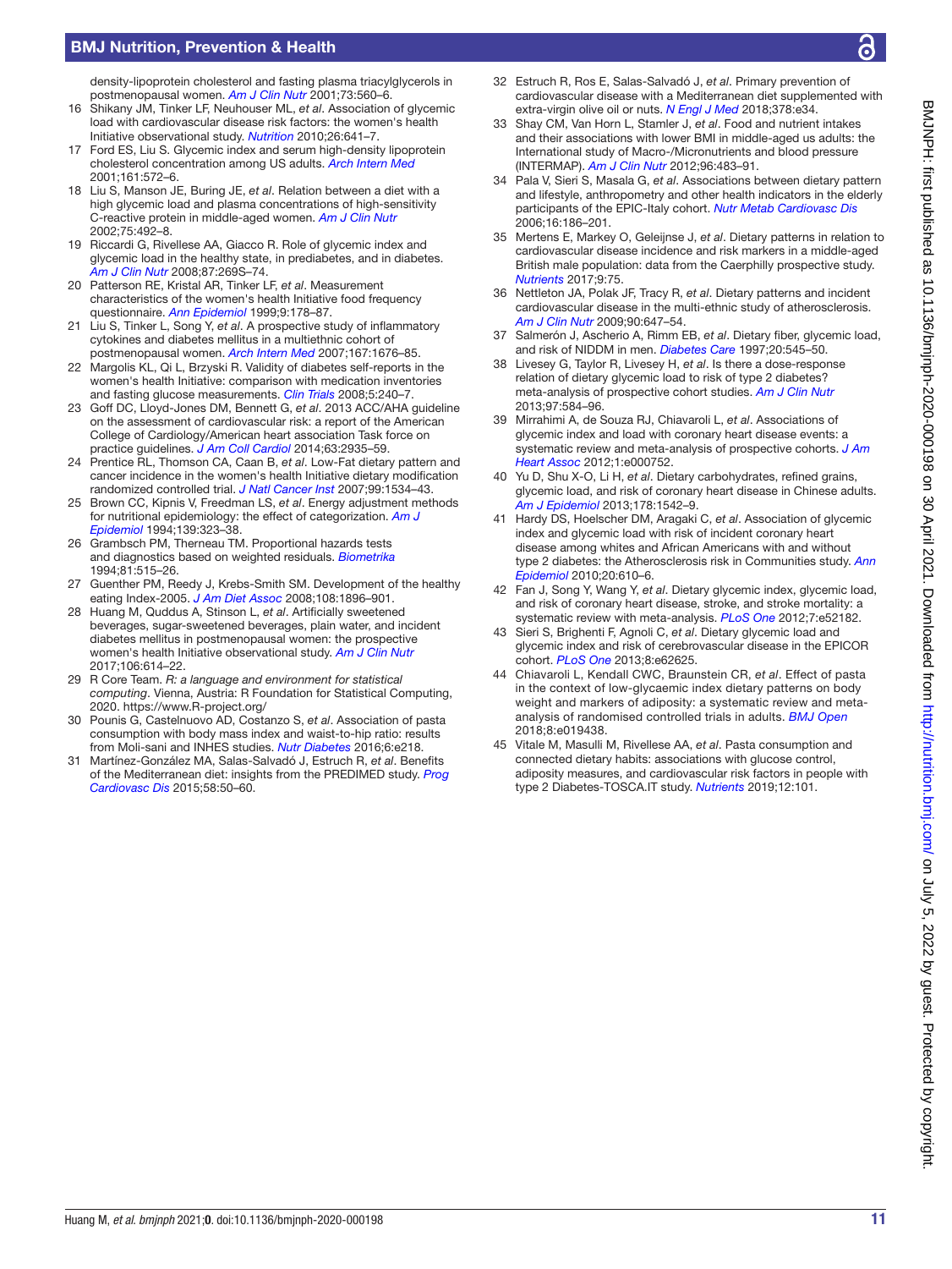density-lipoprotein cholesterol and fasting plasma triacylglycerols in postmenopausal women. *Am J Clin Nutr* 2001;73:560–6.

16 Shikany JM, Tinker LF, Neuhouser ML, *et al*. Association of glycemic load with cardiovascular disease risk factors: the women's health Initiative observational study. *Nutrition* 2010;26:641–7.
17 Ford ES, Liu S. Glycemic index and serum high-density lipoprotein cholesterol concentration among US adults. *Arch Intern Med* 2001;161:572–6.
18 Liu S, Manson JE, Buring JE, *et al*. Relation between a diet with a high glycemic load and plasma concentrations of high-sensitivity C-reactive protein in middle-aged women. *Am J Clin Nutr* 2002;75:492–8.
19 Riccardi G, Rivellese AA, Giacco R. Role of glycemic index and glycemic load in the healthy state, in prediabetes, and in diabetes. *Am J Clin Nutr* 2008;87:269S–74.
20 Patterson RE, Kristal AR, Tinker LF, *et al*. Measurement characteristics of the women's health Initiative food frequency questionnaire. *Ann Epidemiol* 1999;9:178–87.
21 Liu S, Tinker L, Song Y, *et al*. A prospective study of inflammatory cytokines and diabetes mellitus in a multiethnic cohort of postmenopausal women. *Arch Intern Med* 2007;167:1676–85.
22 Margolis KL, Qi L, Brzyski R. Validity of diabetes self-reports in the women's health Initiative: comparison with medication inventories and fasting glucose measurements. *Clin Trials* 2008;5:240–7.
23 Goff DC, Lloyd-Jones DM, Bennett G, *et al*. 2013 ACC/AHA guideline on the assessment of cardiovascular risk: a report of the American College of Cardiology/American heart association Task force on practice guidelines. *J Am Coll Cardiol* 2014;63:2935–59.
24 Prentice RL, Thomson CA, Caan B, *et al*. Low-Fat dietary pattern and cancer incidence in the women's health Initiative dietary modification randomized controlled trial. *J Natl Cancer Inst* 2007;99:1534–43.
25 Brown CC, Kipnis V, Freedman LS, *et al*. Energy adjustment methods for nutritional epidemiology: the effect of categorization. *Am J Epidemiol* 1994;139:323–38.
26 Grambsch PM, Therneau TM. Proportional hazards tests and diagnostics based on weighted residuals. *Biometrika* 1994;81:515–26.
27 Guenther PM, Reedy J, Krebs-Smith SM. Development of the healthy eating Index-2005. *J Am Diet Assoc* 2008;108:1896–901.
28 Huang M, Quddus A, Stinson L, *et al*. Artificially sweetened beverages, sugar-sweetened beverages, plain water, and incident diabetes mellitus in postmenopausal women: the prospective women's health Initiative observational study. *Am J Clin Nutr* 2017;106:614–22.
29 R Core Team. *R: a language and environment for statistical computing*. Vienna, Austria: R Foundation for Statistical Computing, 2020. https://www.R-project.org/
30 Pounis G, Castelnuovo AD, Costanzo S, *et al*. Association of pasta consumption with body mass index and waist-to-hip ratio: results from Moli-sani and INHES studies. *Nutr Diabetes* 2016;6:e218.
31 Martínez-González MA, Salas-Salvadó J, Estruch R, *et al*. Benefits of the Mediterranean diet: insights from the PREDIMED study. *Prog Cardiovasc Dis* 2015;58:50–60.
32 Estruch R, Ros E, Salas-Salvadó J, *et al*. Primary prevention of cardiovascular disease with a Mediterranean diet supplemented with extra-virgin olive oil or nuts. *N Engl J Med* 2018;378:e34.
33 Shay CM, Van Horn L, Stamler J, *et al*. Food and nutrient intakes and their associations with lower BMI in middle-aged us adults: the International study of Macro-/Micronutrients and blood pressure (INTERMAP). *Am J Clin Nutr* 2012;96:483–91.
34 Pala V, Sieri S, Masala G, *et al*. Associations between dietary pattern and lifestyle, anthropometry and other health indicators in the elderly participants of the EPIC-Italy cohort. *Nutr Metab Cardiovasc Dis* 2006;16:186–201.
35 Mertens E, Markey O, Geleijnse J, *et al*. Dietary patterns in relation to cardiovascular disease incidence and risk markers in a middle-aged British male population: data from the Caerphilly prospective study. *Nutrients* 2017;9:75.
36 Nettleton JA, Polak JF, Tracy R, *et al*. Dietary patterns and incident cardiovascular disease in the multi-ethnic study of atherosclerosis. *Am J Clin Nutr* 2009;90:647–54.
37 Salmerón J, Ascherio A, Rimm EB, *et al*. Dietary fiber, glycemic load, and risk of NIDDM in men. *Diabetes Care* 1997;20:545–50.
38 Livesey G, Taylor R, Livesey H, *et al*. Is there a dose-response relation of dietary glycemic load to risk of type 2 diabetes? meta-analysis of prospective cohort studies. *Am J Clin Nutr* 2013;97:584–96.
39 Mirrahimi A, de Souza RJ, Chiavaroli L, *et al*. Associations of glycemic index and load with coronary heart disease events: a systematic review and meta-analysis of prospective cohorts. *J Am Heart Assoc* 2012;1:e000752.
40 Yu D, Shu X-O, Li H, *et al*. Dietary carbohydrates, refined grains, glycemic load, and risk of coronary heart disease in Chinese adults. *Am J Epidemiol* 2013;178:1542–9.
41 Hardy DS, Hoelscher DM, Aragaki C, *et al*. Association of glycemic index and glycemic load with risk of incident coronary heart disease among whites and African Americans with and without type 2 diabetes: the Atherosclerosis risk in Communities study. *Ann Epidemiol* 2010;20:610–6.
42 Fan J, Song Y, Wang Y, *et al*. Dietary glycemic index, glycemic load, and risk of coronary heart disease, stroke, and stroke mortality: a systematic review with meta-analysis. *PLoS One* 2012;7:e52182.
43 Sieri S, Brighenti F, Agnoli C, *et al*. Dietary glycemic load and glycemic index and risk of cerebrovascular disease in the EPICOR cohort. *PLoS One* 2013;8:e62625.
44 Chiavaroli L, Kendall CWC, Braunstein CR, *et al*. Effect of pasta in the context of low-glycaemic index dietary patterns on body weight and markers of adiposity: a systematic review and meta-analysis of randomised controlled trials in adults. *BMJ Open* 2018;8:e019438.
45 Vitale M, Masulli M, Rivellese AA, *et al*. Pasta consumption and connected dietary habits: associations with glucose control, adiposity measures, and cardiovascular risk factors in people with type 2 Diabetes-TOSCA.IT study. *Nutrients* 2019;12:101.